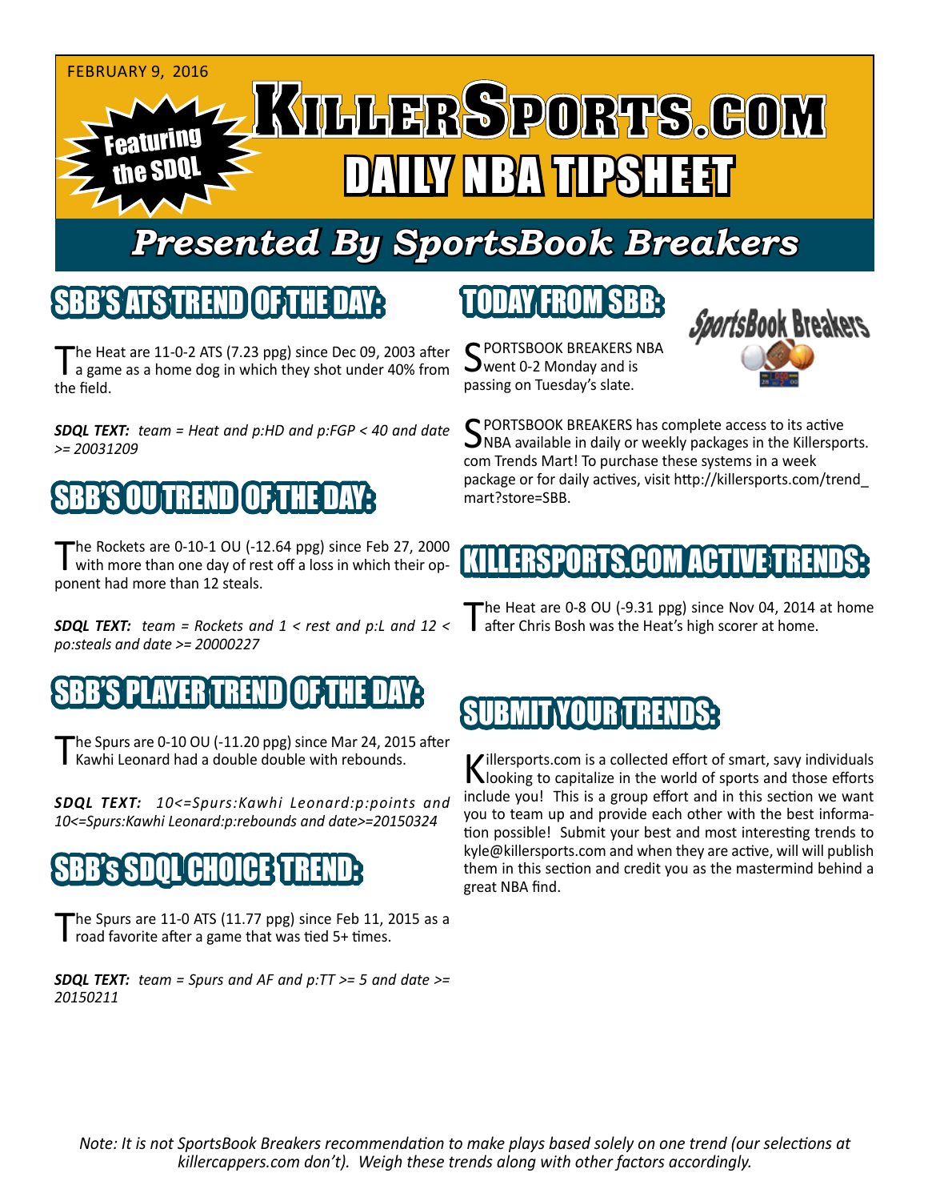FEBRUARY 9, 2016

Featuring the SDQL

# KILLERSPORTS.COM

## DAILY NBA TIPSHEET

## *Presented By SportsBook Breakers*

## SBB'S ATS TREND OF THE DAY:

The Heat are 11-0-2 ATS (7.23 ppg) since Dec 09, 2003 after a game as a home dog in which they shot under 40% from the field.

***SDQL TEXT:*** *team = Heat and p:HD and p:FGP < 40 and date >= 20031209*

## SBB'S OU TREND OF THE DAY:

The Rockets are 0-10-1 OU (-12.64 ppg) since Feb 27, 2000 with more than one day of rest off a loss in which their opponent had more than 12 steals.

***SDQL TEXT:*** *team = Rockets and 1 < rest and p:L and 12 < po:steals and date >= 20000227*

## SBB'S PLAYER TREND OF THE DAY:

The Spurs are 0-10 OU (-11.20 ppg) since Mar 24, 2015 after Kawhi Leonard had a double double with rebounds.

***SDQL TEXT:*** *10<=Spurs:Kawhi Leonard:p:points and 10<=Spurs:Kawhi Leonard:p:rebounds and date>=20150324*

## SBB's SDQL CHOICE TREND:

The Spurs are 11-0 ATS (11.77 ppg) since Feb 11, 2015 as a road favorite after a game that was tied 5+ times.

***SDQL TEXT:*** *team = Spurs and AF and p:TT >= 5 and date >= 20150211*

## TODAY FROM SBB:

SPORTSBOOK BREAKERS NBA went 0-2 Monday and is passing on Tuesday's slate.

SPORTSBOOK BREAKERS has complete access to its active NBA available in daily or weekly packages in the Killersports.com Trends Mart! To purchase these systems in a week package or for daily actives, visit http://killersports.com/trend_mart?store=SBB.

## KILLERSPORTS.COM ACTIVE TRENDS:

The Heat are 0-8 OU (-9.31 ppg) since Nov 04, 2014 at home after Chris Bosh was the Heat's high scorer at home.

## SUBMIT YOUR TRENDS:

Killersports.com is a collected effort of smart, savy individuals looking to capitalize in the world of sports and those efforts include you! This is a group effort and in this section we want you to team up and provide each other with the best information possible! Submit your best and most interesting trends to kyle@killersports.com and when they are active, will will publish them in this section and credit you as the mastermind behind a great NBA find.

*Note: It is not SportsBook Breakers recommendation to make plays based solely on one trend (our selections at killercappers.com don't). Weigh these trends along with other factors accordingly.*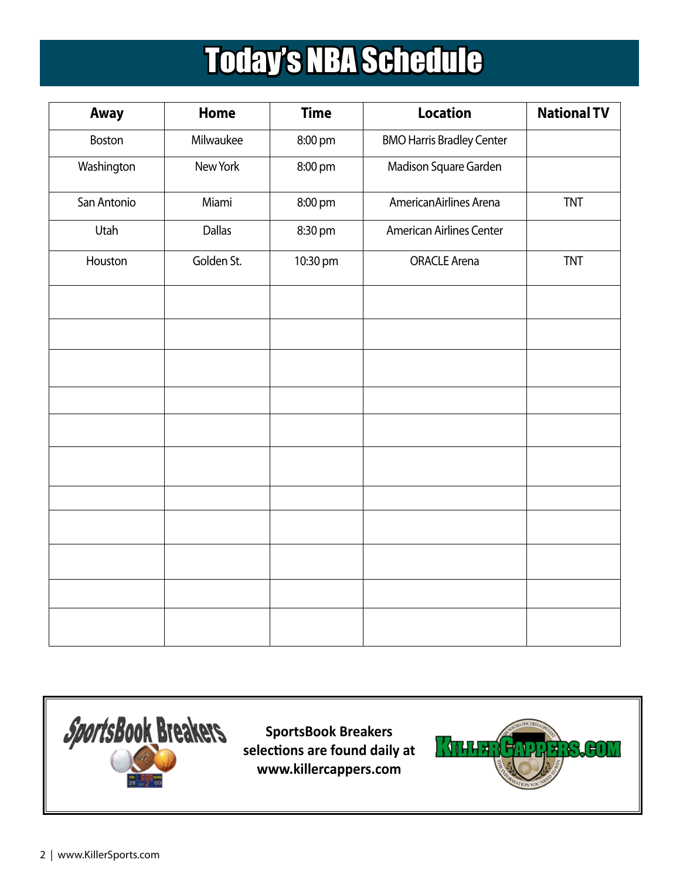# Today's NBA Schedule

| Away | Home | Time | Location | National TV |
|---|---|---|---|---|
| Boston | Milwaukee | 8:00 pm | BMO Harris Bradley Center | |
| Washington | New York | 8:00 pm | Madison Square Garden | |
| San Antonio | Miami | 8:00 pm | AmericanAirlines Arena | TNT |
| Utah | Dallas | 8:30 pm | American Airlines Center | |
| Houston | Golden St. | 10:30 pm | ORACLE Arena | TNT |
| | | | | |
| | | | | |
| | | | | |
| | | | | |
| | | | | |
| | | | | |
| | | | | |
| | | | | |
| | | | | |
| | | | | |
| | | | | |

SportsBook Breakers

**SportsBook Breakers selections are found daily at www.killercappers.com**

KILLERCAPPERS.COM